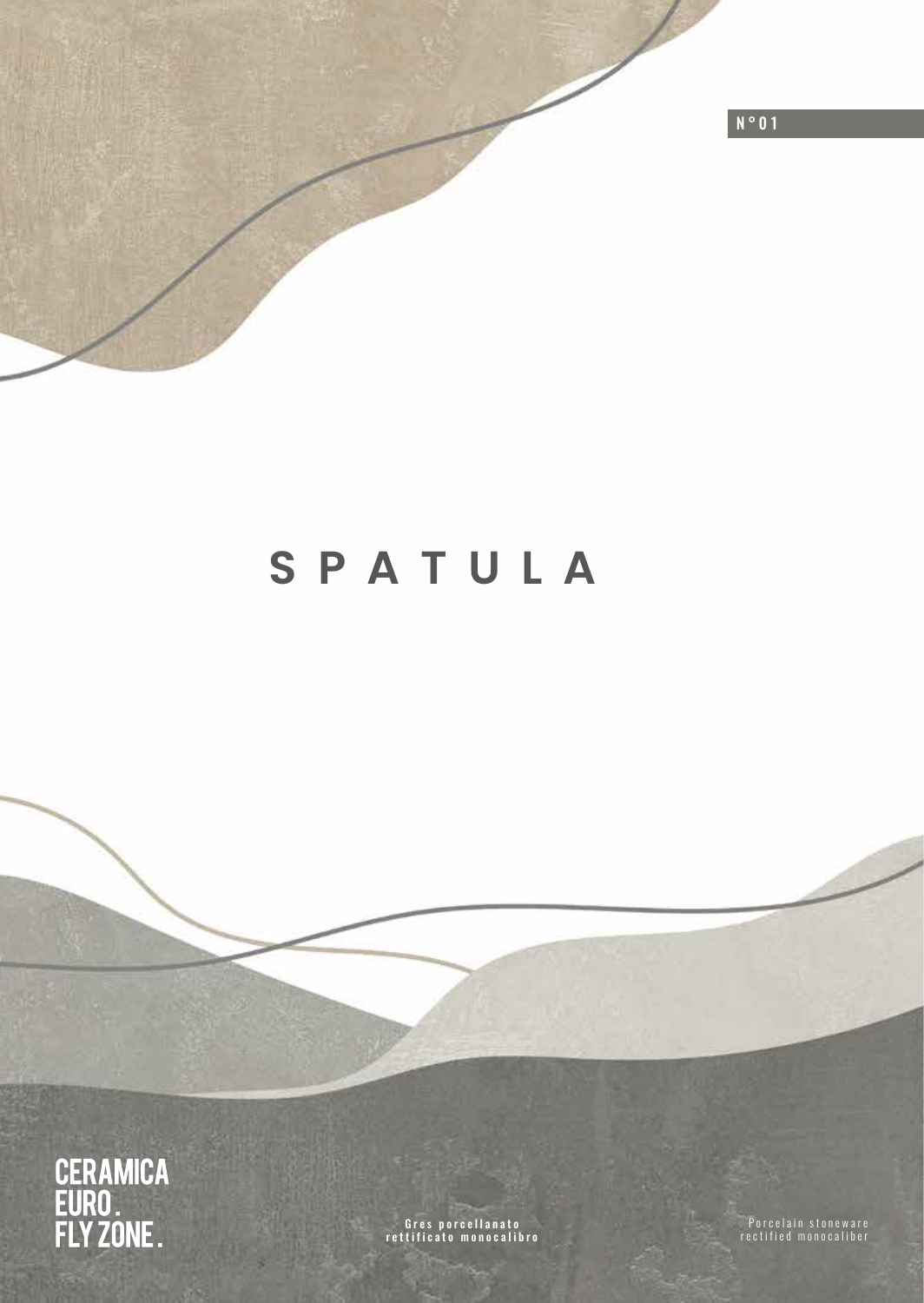N°01

# SPATULA

CERAMICA
EURO.
FLY ZONE.

**Gres porcellanato rettificato monocalibro**

Porcelain stoneware rectified monocaliber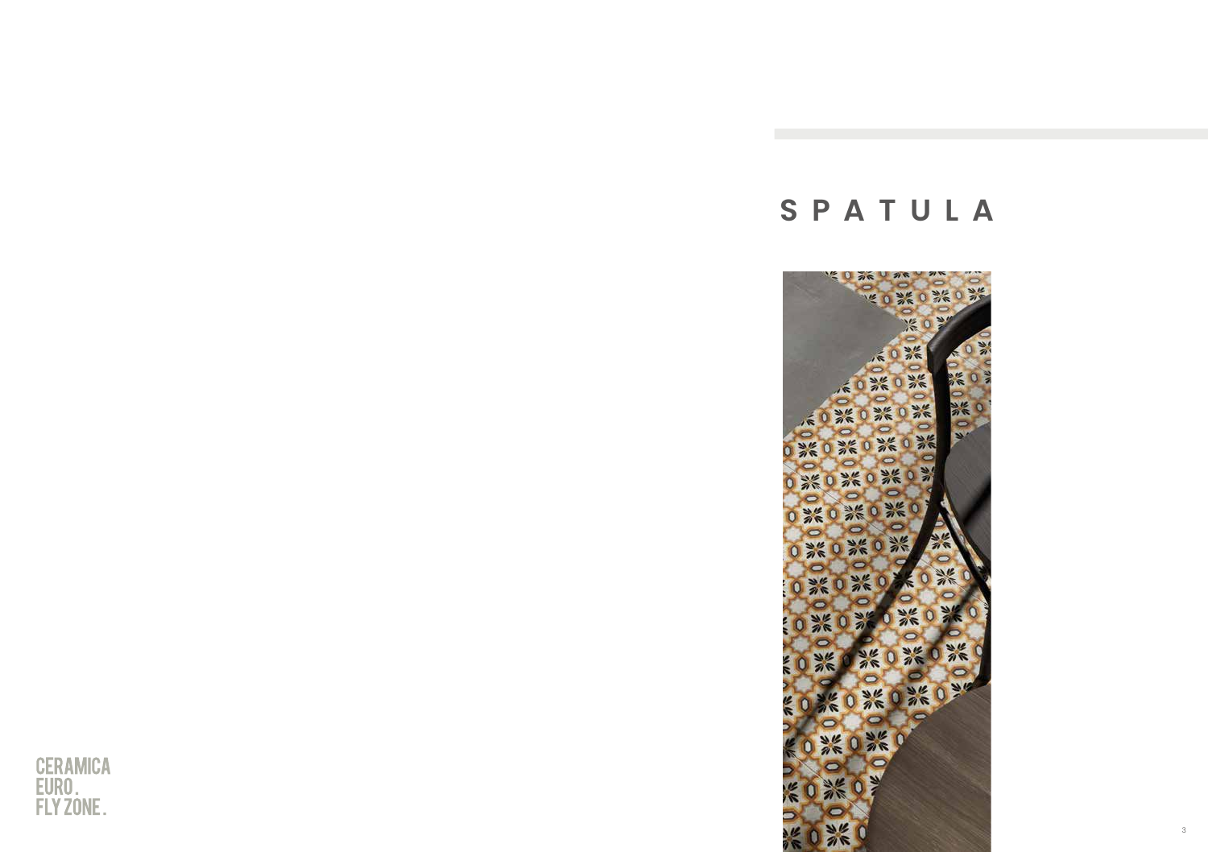# SPATULA

CERAMICA
EURO.
FLY ZONE.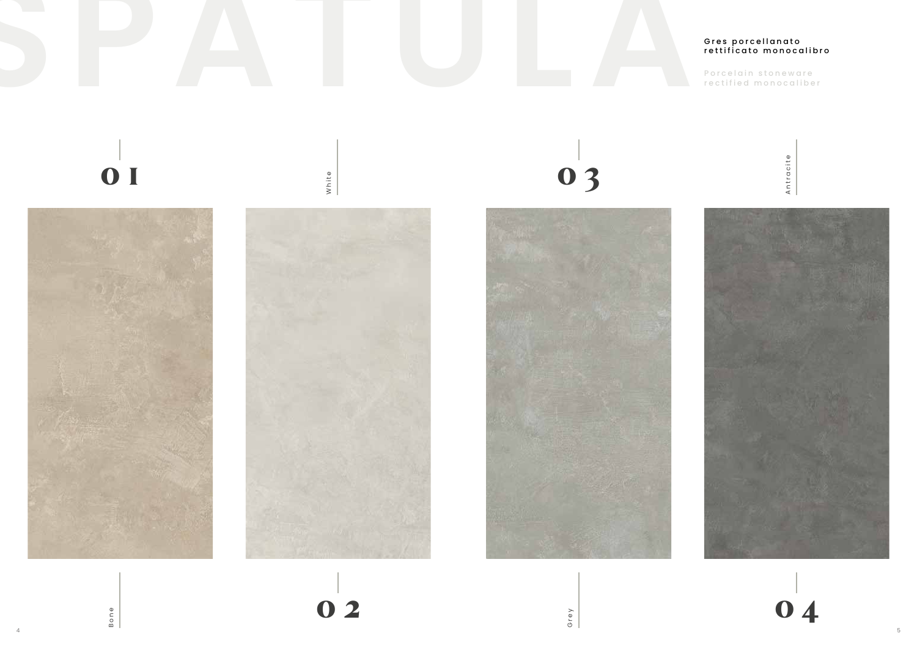# SPATULA

**Gres porcellanato rettificato monocalibro**

Porcelain stoneware rectified monocaliber

01 Bone

02 White

03 Grey

04 Antracite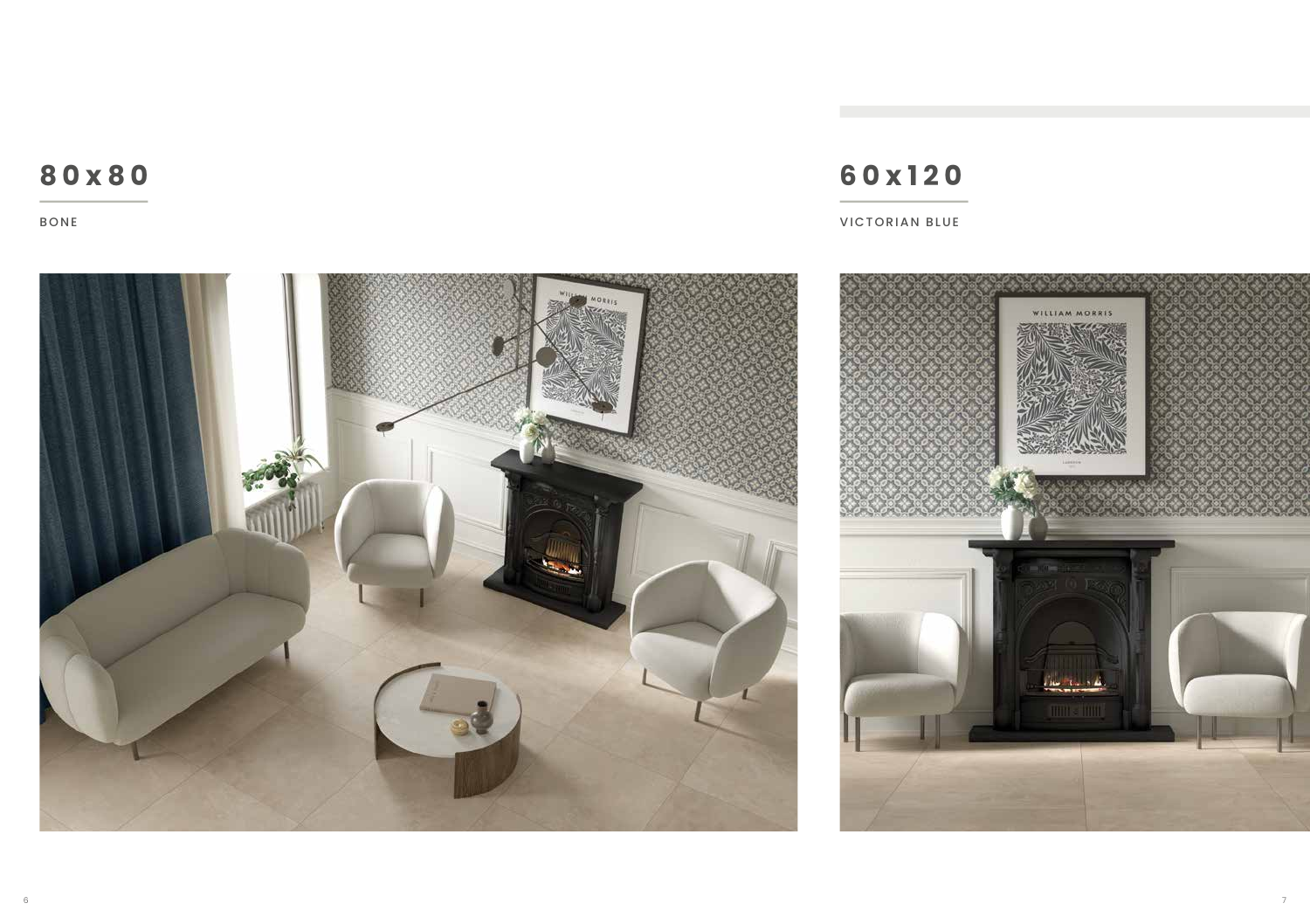## 80x80

BONE

## 60x120

VICTORIAN BLUE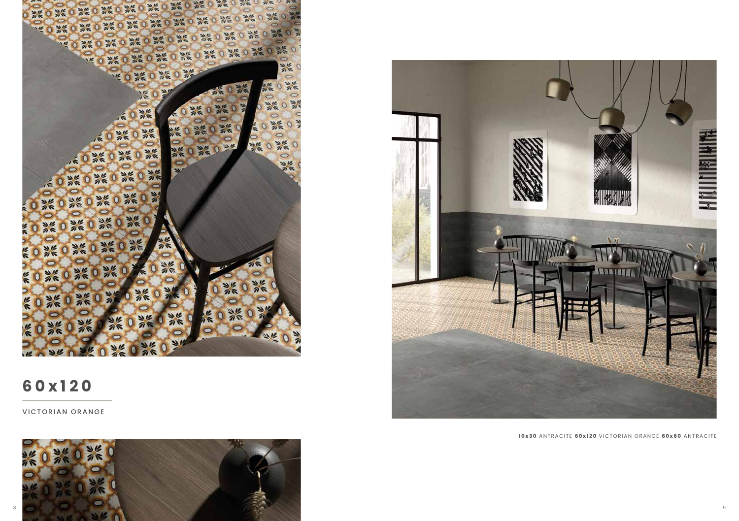# 60x120

VICTORIAN ORANGE

**10x30** ANTRACITE **60x120** VICTORIAN ORANGE **60x60** ANTRACITE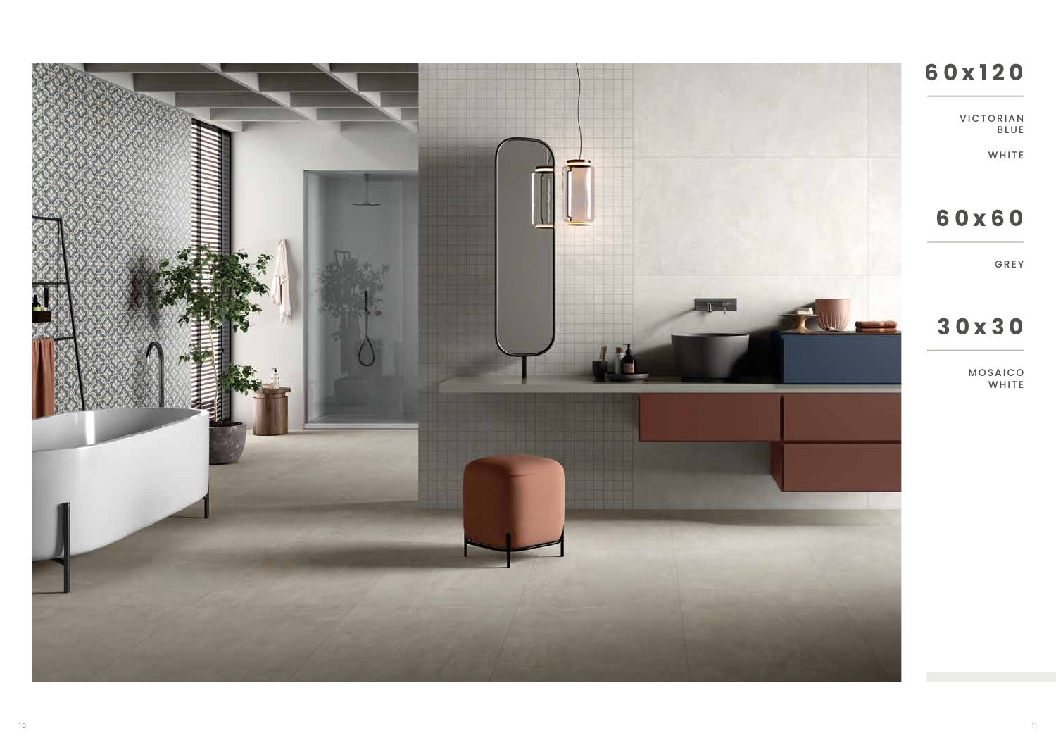## 60x120

VICTORIAN BLUE

WHITE

## 60x60

GREY

## 30x30

MOSAICO WHITE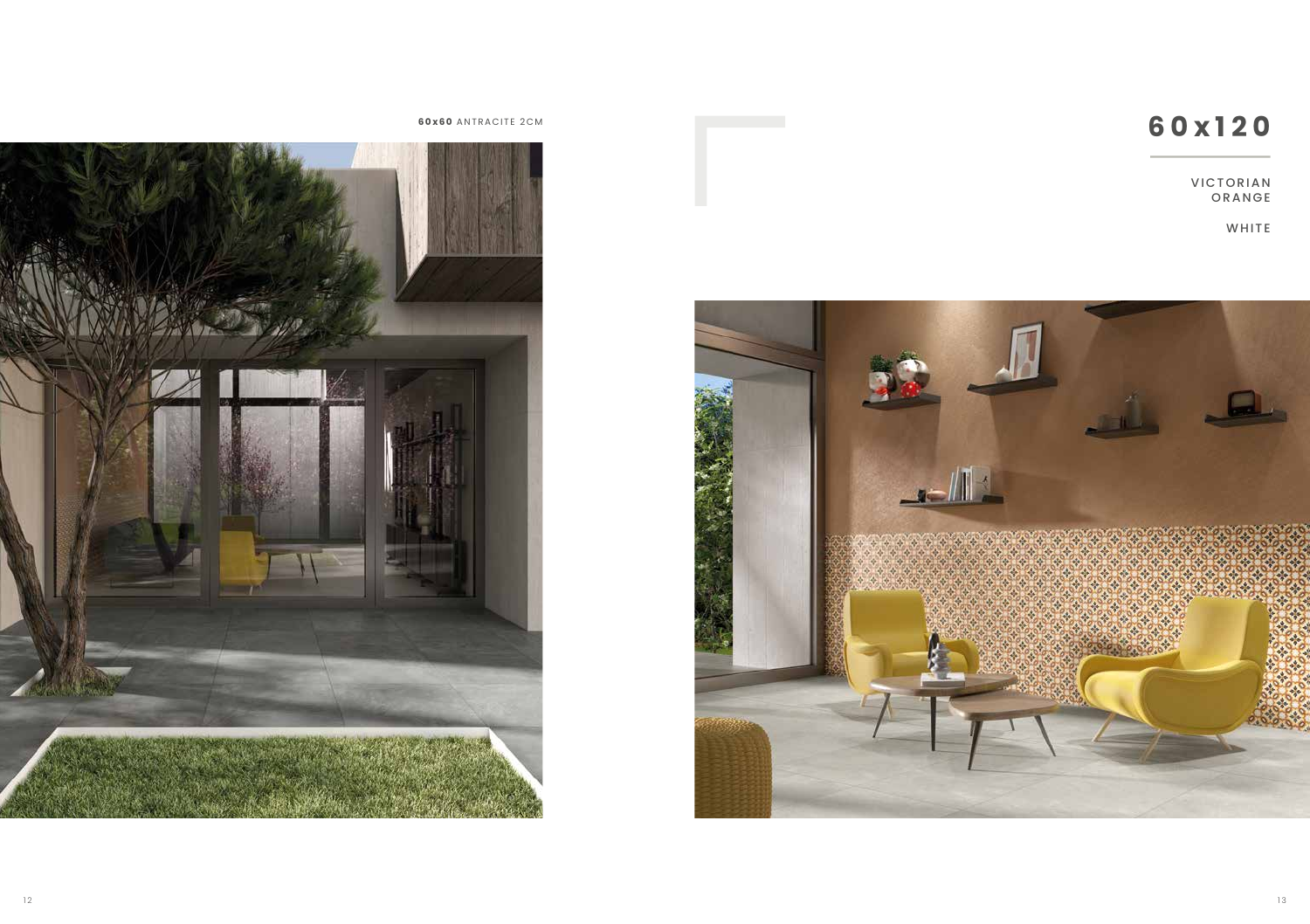**60x60** ANTRACITE 2CM

# 60x120

VICTORIAN
ORANGE

WHITE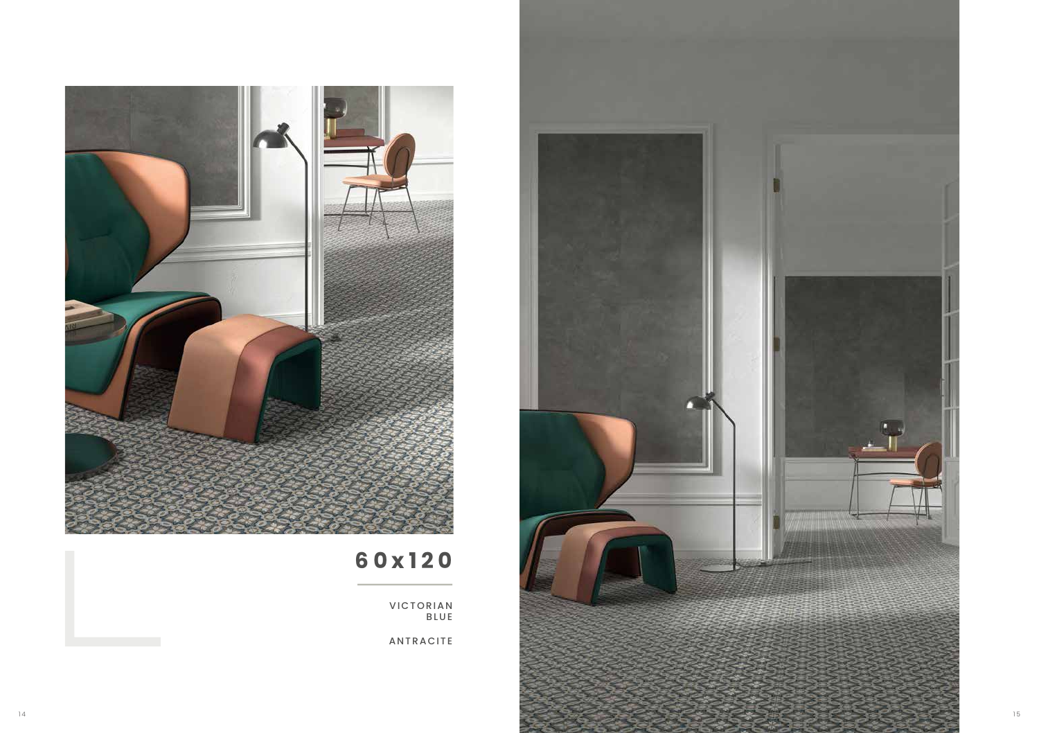## 60x120

VICTORIAN
BLUE

ANTRACITE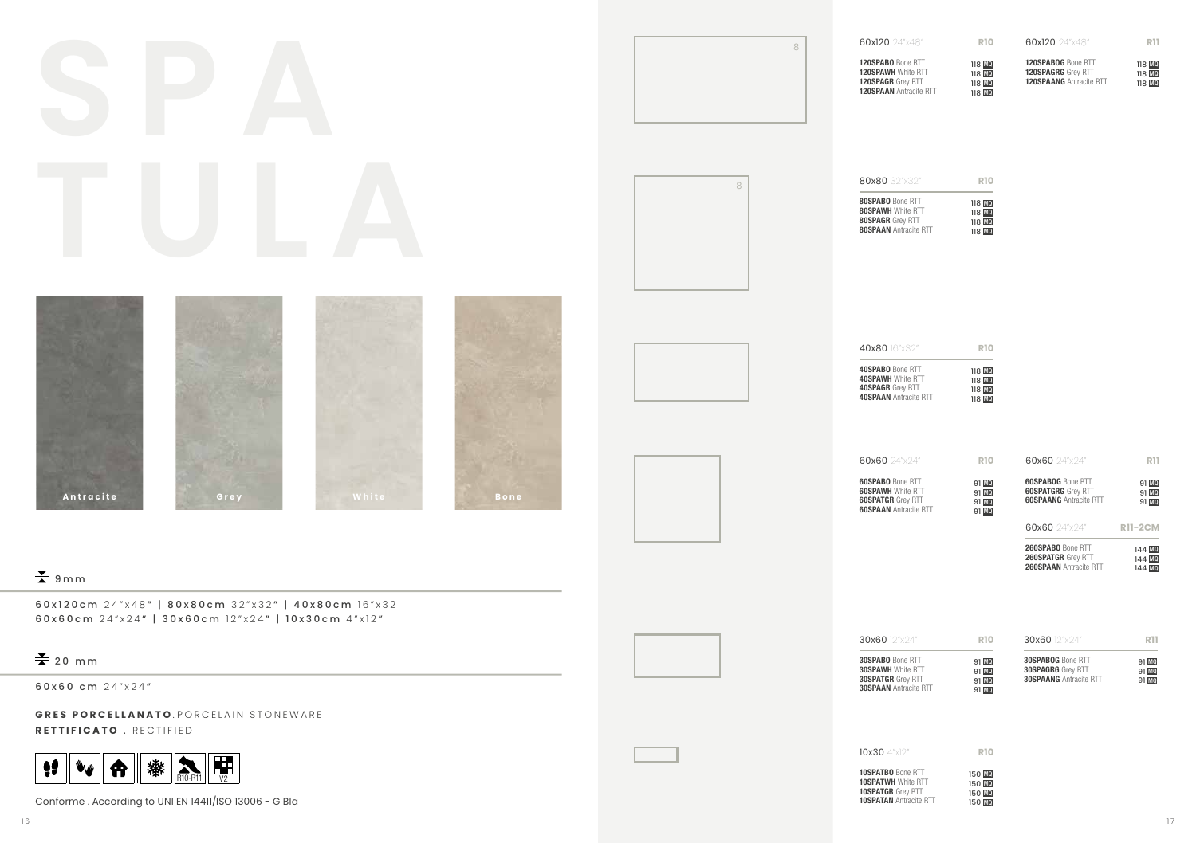# SPATULA

Antracite | Grey | White | Bone

9mm

**60x120cm** 24"x48" | **80x80cm** 32"x32" | **40x80cm** 16"x32
**60x60cm** 24"x24" | **30x60cm** 12"x24" | **10x30cm** 4"x12"

20 mm

**60x60 cm** 24"x24"

**GRES PORCELLANATO**. PORCELAIN STONEWARE
**RETTIFICATO** . RECTIFIED

R10-R11 V2

Conforme . According to UNI EN 14411/ISO 13006 - G BIa

| 60x120 24"x48" | R10 |
|---|---|
| **120SPABO** Bone RTT | 118 MQ |
| **120SPAWH** White RTT | 118 MQ |
| **120SPAGR** Grey RTT | 118 MQ |
| **120SPAAN** Antracite RTT | 118 MQ |

| 60x120 24"x48" | R11 |
|---|---|
| **120SPABOG** Bone RTT | 118 MQ |
| **120SPAGRG** Grey RTT | 118 MQ |
| **120SPAANG** Antracite RTT | 118 MQ |

| 80x80 32"x32" | R10 |
|---|---|
| **80SPABO** Bone RTT | 118 MQ |
| **80SPAWH** White RTT | 118 MQ |
| **80SPAGR** Grey RTT | 118 MQ |
| **80SPAAN** Antracite RTT | 118 MQ |

| 40x80 16"x32" | R10 |
|---|---|
| **40SPABO** Bone RTT | 118 MQ |
| **40SPAWH** White RTT | 118 MQ |
| **40SPAGR** Grey RTT | 118 MQ |
| **40SPAAN** Antracite RTT | 118 MQ |

| 60x60 24"x24" | R10 |
|---|---|
| **60SPABO** Bone RTT | 91 MQ |
| **60SPAWH** White RTT | 91 MQ |
| **60SPATGR** Grey RTT | 91 MQ |
| **60SPAAN** Antracite RTT | 91 MQ |

| 60x60 24"x24" | R11 |
|---|---|
| **60SPABOG** Bone RTT | 91 MQ |
| **60SPATGRG** Grey RTT | 91 MQ |
| **60SPAANG** Antracite RTT | 91 MQ |

| 60x60 24"x24" | R11-2CM |
|---|---|
| **260SPABO** Bone RTT | 144 MQ |
| **260SPATGR** Grey RTT | 144 MQ |
| **260SPAAN** Antracite RTT | 144 MQ |

| 30x60 12"x24" | R10 |
|---|---|
| **30SPABO** Bone RTT | 91 MQ |
| **30SPAWH** White RTT | 91 MQ |
| **30SPATGR** Grey RTT | 91 MQ |
| **30SPAAN** Antracite RTT | 91 MQ |

| 30x60 12"x24" | R11 |
|---|---|
| **30SPABOG** Bone RTT | 91 MQ |
| **30SPAGRG** Grey RTT | 91 MQ |
| **30SPAANG** Antracite RTT | 91 MQ |

| 10x30 4"x12" | R10 |
|---|---|
| **10SPATBO** Bone RTT | 150 MQ |
| **10SPATWH** White RTT | 150 MQ |
| **10SPATGR** Grey RTT | 150 MQ |
| **10SPATAN** Antracite RTT | 150 MQ |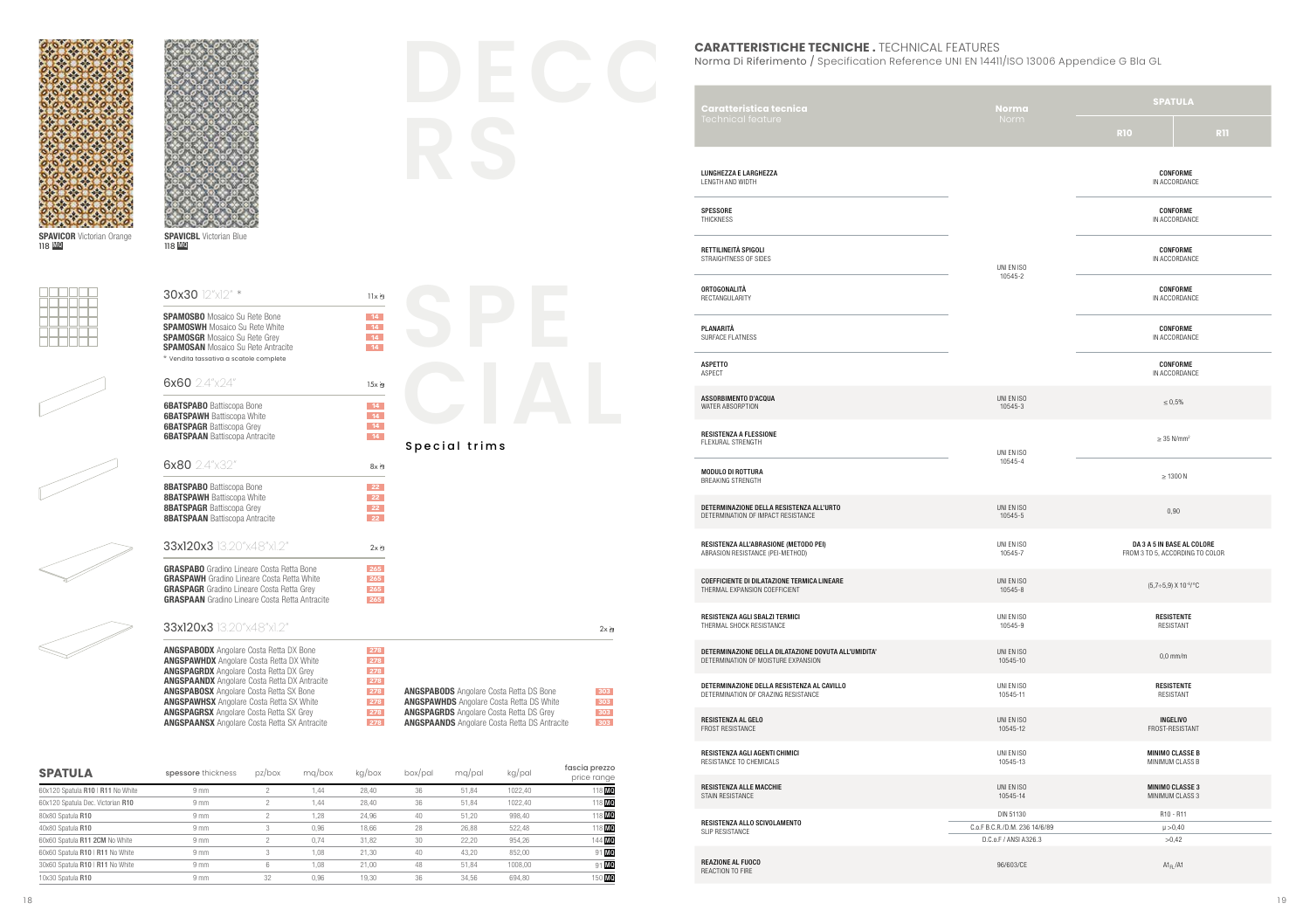**SPAVICOR** Victorian Orange
118 MQ

**SPAVICBL** Victorian Blue
118 MQ

# DECORS

# SPECIAL

Special trims

## 30x30 12"x12" *

11x

**SPAMOSBO** Mosaico Su Rete Bone 14
**SPAMOSWH** Mosaico Su Rete White 14
**SPAMOSGR** Mosaico Su Rete Grey 14
**SPAMOSAN** Mosaico Su Rete Antracite 14

* Vendita tassativa a scatole complete

## 6x60 2.4"x24"

15x

**6BATSPABO** Battiscopa Bone 14
**6BATSPAWH** Battiscopa White 14
**6BATSPAGR** Battiscopa Grey 14
**6BATSPAAN** Battiscopa Antracite 14

## 6x80 2.4"x32"

8x

**8BATSPABO** Battiscopa Bone 22
**8BATSPAWH** Battiscopa White 22
**8BATSPAGR** Battiscopa Grey 22
**8BATSPAAN** Battiscopa Antracite 22

## 33x120x3 13.20"x48"x1.2"

2x

**GRASPABO** Gradino Lineare Costa Retta Bone 265
**GRASPAWH** Gradino Lineare Costa Retta White 265
**GRASPAGR** Gradino Lineare Costa Retta Grey 265
**GRASPAAN** Gradino Lineare Costa Retta Antracite 265

## 33x120x3 13.20"x48"x1.2"

2x

**ANGSPABODX** Angolare Costa Retta DX Bone 278
**ANGSPAWHDX** Angolare Costa Retta DX White 278
**ANGSPAGRDX** Angolare Costa Retta DX Grey 278
**ANGSPAANDX** Angolare Costa Retta DX Antracite 278
**ANGSPABOSX** Angolare Costa Retta SX Bone 278
**ANGSPAWHSX** Angolare Costa Retta SX White 278
**ANGSPAGRSX** Angolare Costa Retta SX Grey 278
**ANGSPAANSX** Angolare Costa Retta SX Antracite 278

**ANGSPABODS** Angolare Costa Retta DS Bone 303
**ANGSPAWHDS** Angolare Costa Retta DS White 303
**ANGSPAGRDS** Angolare Costa Retta DS Grey 303
**ANGSPAANDS** Angolare Costa Retta DS Antracite 303

| SPATULA | spessore thickness | pz/box | mq/box | kg/box | box/pal | mq/pal | kg/pal | fascia prezzo price range |
|---|---|---|---|---|---|---|---|---|
| 60x120 Spatula **R10** \| **R11** No White | 9 mm | 2 | 1,44 | 28,40 | 36 | 51,84 | 1022,40 | 118 MQ |
| 60x120 Spatula Dec. Victorian **R10** | 9 mm | 2 | 1,44 | 28,40 | 36 | 51,84 | 1022,40 | 118 MQ |
| 80x80 Spatula **R10** | 9 mm | 2 | 1,28 | 24,96 | 40 | 51,20 | 998,40 | 118 MQ |
| 40x80 Spatula **R10** | 9 mm | 3 | 0,96 | 18,66 | 28 | 26,88 | 522,48 | 118 MQ |
| 60x60 Spatula **R11 2CM** No White | 9 mm | 2 | 0,74 | 31,82 | 30 | 22,20 | 954,26 | 144 MQ |
| 60x60 Spatula **R10** \| **R11** No White | 9 mm | 3 | 1,08 | 21,30 | 40 | 43,20 | 852,00 | 91 MQ |
| 30x60 Spatula **R10** \| **R11** No White | 9 mm | 6 | 1,08 | 21,00 | 48 | 51,84 | 1008,00 | 91 MQ |
| 10x30 Spatula **R10** | 9 mm | 32 | 0,96 | 19,30 | 36 | 34,56 | 694,80 | 150 MQ |

## CARATTERISTICHE TECNICHE . TECHNICAL FEATURES

Norma Di Riferimento / Specification Reference UNI EN 14411/ISO 13006 Appendice G Bla GL

| Caratteristica tecnica Technical feature | Norma Norm | SPATULA R10 | SPATULA R11 |
|---|---|---|---|
| **LUNGHEZZA E LARGHEZZA** LENGTH AND WIDTH | UNI EN ISO 10545-2 | **CONFORME** IN ACCORDANCE | |
| **SPESSORE** THICKNESS | UNI EN ISO 10545-2 | **CONFORME** IN ACCORDANCE | |
| **RETTILINEITÀ SPIGOLI** STRAIGHTNESS OF SIDES | UNI EN ISO 10545-2 | **CONFORME** IN ACCORDANCE | |
| **ORTOGONALITÀ** RECTANGULARITY | UNI EN ISO 10545-2 | **CONFORME** IN ACCORDANCE | |
| **PLANARITÀ** SURFACE FLATNESS | UNI EN ISO 10545-2 | **CONFORME** IN ACCORDANCE | |
| **ASPETTO** ASPECT | UNI EN ISO 10545-2 | **CONFORME** IN ACCORDANCE | |
| **ASSORBIMENTO D'ACQUA** WATER ABSORPTION | UNI EN ISO 10545-3 | ≤ 0,5% | |
| **RESISTENZA A FLESSIONE** FLEXURAL STRENGTH | UNI EN ISO 10545-4 | ≥ 35 N/mm² | |
| **MODULO DI ROTTURA** BREAKING STRENGTH | UNI EN ISO 10545-4 | ≥ 1300 N | |
| **DETERMINAZIONE DELLA RESISTENZA ALL'URTO** DETERMINATION OF IMPACT RESISTANCE | UNI EN ISO 10545-5 | 0,90 | |
| **RESISTENZA ALL'ABRASIONE (METODO PEI)** ABRASION RESISTANCE (PEI-METHOD) | UNI EN ISO 10545-7 | **DA 3 A 5 IN BASE AL COLORE** FROM 3 TO 5, ACCORDING TO COLOR | |
| **COEFFICIENTE DI DILATAZIONE TERMICA LINEARE** THERMAL EXPANSION COEFFICIENT | UNI EN ISO 10545-8 | $(5,7\div5,9) \times 10^{-6}/°C$ | |
| **RESISTENZA AGLI SBALZI TERMICI** THERMAL SHOCK RESISTANCE | UNI EN ISO 10545-9 | **RESISTENTE** RESISTANT | |
| **DETERMINAZIONE DELLA DILATAZIONE DOVUTA ALL'UMIDITA'** DETERMINATION OF MOISTURE EXPANSION | UNI EN ISO 10545-10 | 0,0 mm/m | |
| **DETERMINAZIONE DELLA RESISTENZA AL CAVILLO** DETERMINATION OF CRAZING RESISTANCE | UNI EN ISO 10545-11 | **RESISTENTE** RESISTANT | |
| **RESISTENZA AL GELO** FROST RESISTANCE | UNI EN ISO 10545-12 | **INGELIVO** FROST-RESISTANT | |
| **RESISTENZA AGLI AGENTI CHIMICI** RESISTANCE TO CHEMICALS | UNI EN ISO 10545-13 | **MINIMO CLASSE B** MINIMUM CLASS B | |
| **RESISTENZA ALLE MACCHIE** STAIN RESISTANCE | UNI EN ISO 10545-14 | **MINIMO CLASSE 3** MINIMUM CLASS 3 | |
| **RESISTENZA ALLO SCIVOLAMENTO** SLIP RESISTANCE | DIN 51130 | R10 - R11 | |
| | C.o.F B.C.R./D.M. 236 14/6/89 | μ >0,40 | |
| | D.C.o.F / ANSI A326.3 | >0,42 | |
| **REAZIONE AL FUOCO** REACTION TO FIRE | 96/603/CE | $A1_{FL}$/A1 | |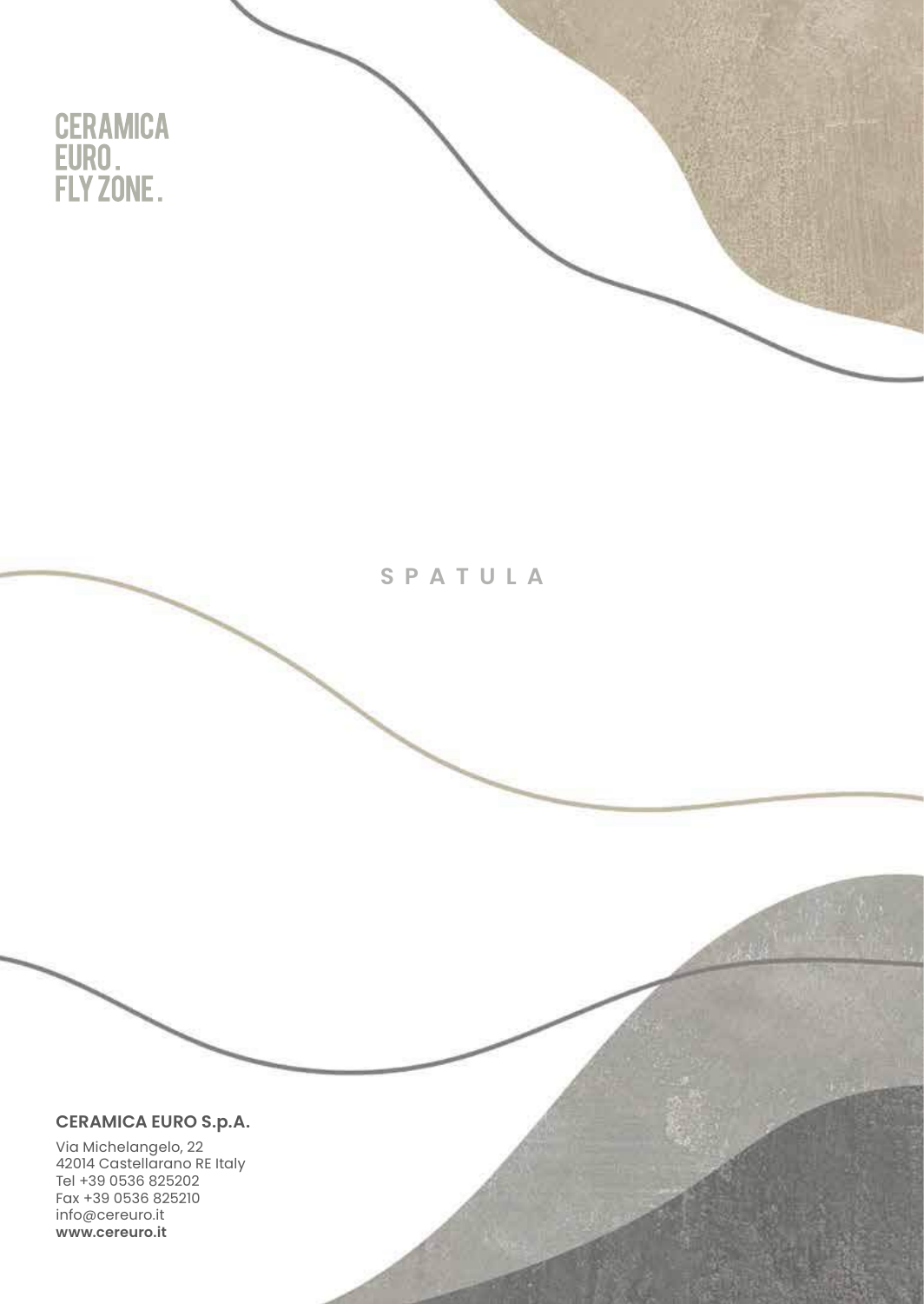CERAMICA
EURO.
FLY ZONE.

S P A T U L A

**CERAMICA EURO S.p.A.**

Via Michelangelo, 22
42014 Castellarano RE Italy
Tel +39 0536 825202
Fax +39 0536 825210
info@cereuro.it
**www.cereuro.it**